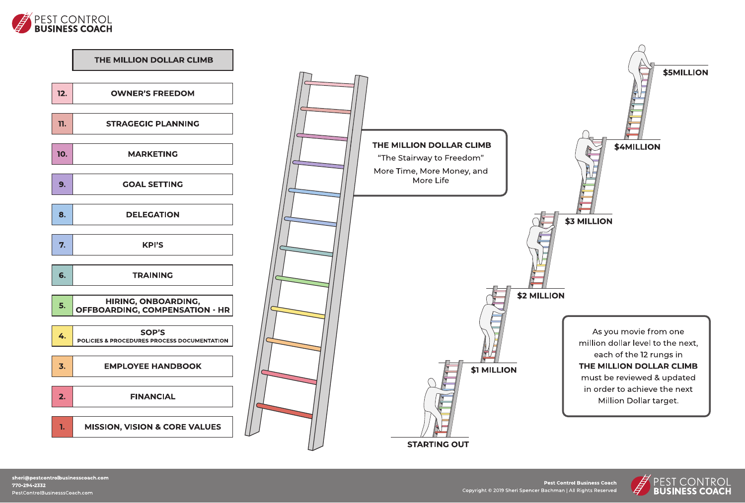# THE MILLION DOLLAR CLIMB

| | |
|---|---|
| 12. | OWNER'S FREEDOM |
| 11. | STRAGEGIC PLANNING |
| 10. | MARKETING |
| 9. | GOAL SETTING |
| 8. | DELEGATION |
| 7. | KPI'S |
| 6. | TRAINING |
| 5. | HIRING, ONBOARDING, OFFBOARDING, COMPENSATION - HR |
| 4. | SOP'S<br>POLICIES & PROCEDURES PROCESS DOCUMENTATION |
| 3. | EMPLOYEE HANDBOOK |
| 2. | FINANCIAL |
| 1. | MISSION, VISION & CORE VALUES |

**THE MILLION DOLLAR CLIMB**

"The Stairway to Freedom"

More Time, More Money, and More Life

**$5MILLION**

**$4MILLION**

**$3 MILLION**

**$2 MILLION**

**$1 MILLION**

**STARTING OUT**

As you movie from one million dollar level to the next, each of the 12 rungs in **THE MILLION DOLLAR CLIMB** must be reviewed & updated in order to achieve the next Million Dollar target.

sheri@pestcontrolbusinesscoach.com
770-294-2332
PestControlBusinesssCoach.com

Pest Control Business Coach
Copyright © 2019 Sheri Spencer Bachman | All Rights Reserved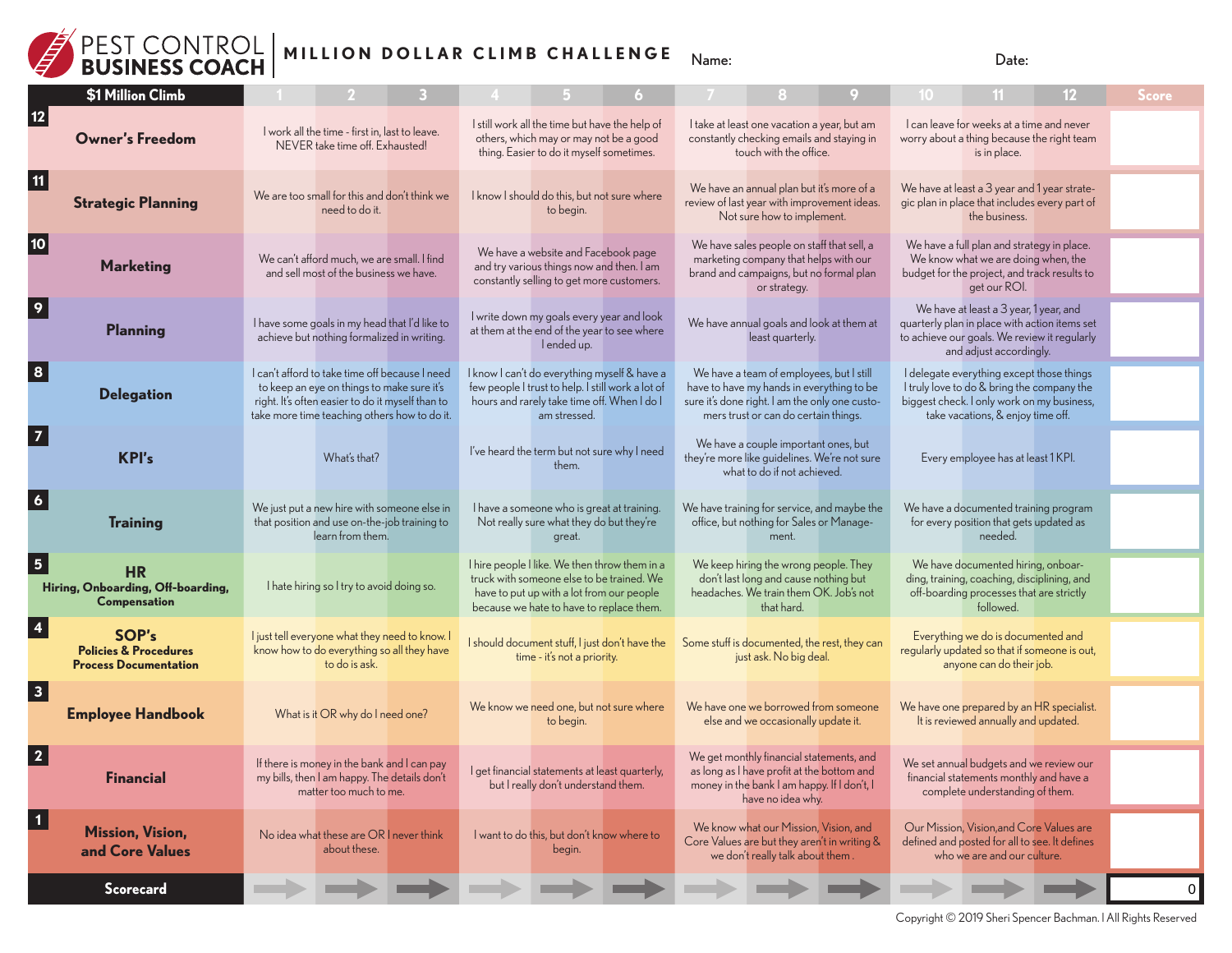# PEST CONTROL BUSINESS COACH | MILLION DOLLAR CLIMB CHALLENGE

Name:

Date:

| $1 Million Climb | 1 | 2 | 3 | 4 | 5 | 6 | 7 | 8 | 9 | 10 | 11 | 12 | Score |
|---|---|---|---|---|---|---|---|---|---|---|---|---|---|
| 12 **Owner's Freedom** | I work all the time - first in, last to leave. NEVER take time off. Exhausted! | | | I still work all the time but have the help of others, which may or may not be a good thing. Easier to do it myself sometimes. | | | I take at least one vacation a year, but am constantly checking emails and staying in touch with the office. | | | I can leave for weeks at a time and never worry about a thing because the right team is in place. | | | |
| 11 **Strategic Planning** | We are too small for this and don't think we need to do it. | | | I know I should do this, but not sure where to begin. | | | We have an annual plan but it's more of a review of last year with improvement ideas. Not sure how to implement. | | | We have at least a 3 year and 1 year strategic plan in place that includes every part of the business. | | | |
| 10 **Marketing** | We can't afford much, we are small. I find and sell most of the business we have. | | | We have a website and Facebook page and try various things now and then. I am constantly selling to get more customers. | | | We have sales people on staff that sell, a marketing company that helps with our brand and campaigns, but no formal plan or strategy. | | | We have a full plan and strategy in place. We know what we are doing when, the budget for the project, and track results to get our ROI. | | | |
| 9 **Planning** | I have some goals in my head that I'd like to achieve but nothing formalized in writing. | | | I write down my goals every year and look at them at the end of the year to see where I ended up. | | | We have annual goals and look at them at least quarterly. | | | We have at least a 3 year, 1 year, and quarterly plan in place with action items set to achieve our goals. We review it regularly and adjust accordingly. | | | |
| 8 **Delegation** | I can't afford to take time off because I need to keep an eye on things to make sure it's right. It's often easier to do it myself than to take more time teaching others how to do it. | | | I know I can't do everything myself & have a few people I trust to help. I still work a lot of hours and rarely take time off. When I do I am stressed. | | | We have a team of employees, but I still have to have my hands in everything to be sure it's done right. I am the only one customers trust or can do certain things. | | | I delegate everything except those things I truly love to do & bring the company the biggest check. I only work on my business, take vacations, & enjoy time off. | | | |
| 7 **KPI's** | What's that? | | | I've heard the term but not sure why I need them. | | | We have a couple important ones, but they're more like guidelines. We're not sure what to do if not achieved. | | | Every employee has at least 1 KPI. | | | |
| 6 **Training** | We just put a new hire with someone else in that position and use on-the-job training to learn from them. | | | I have a someone who is great at training. Not really sure what they do but they're great. | | | We have training for service, and maybe the office, but nothing for Sales or Management. | | | We have a documented training program for every position that gets updated as needed. | | | |
| 5 **HR** Hiring, Onboarding, Off-boarding, Compensation | I hate hiring so I try to avoid doing so. | | | I hire people I like. We then throw them in a truck with someone else to be trained. We have to put up with a lot from our people because we hate to have to replace them. | | | We keep hiring the wrong people. They don't last long and cause nothing but headaches. We train them OK. Job's not that hard. | | | We have documented hiring, onboarding, training, coaching, disciplining, and off-boarding processes that are strictly followed. | | | |
| 4 **SOP's** Policies & Procedures Process Documentation | I just tell everyone what they need to know. I know how to do everything so all they have to do is ask. | | | I should document stuff, I just don't have the time - it's not a priority. | | | Some stuff is documented, the rest, they can just ask. No big deal. | | | Everything we do is documented and regularly updated so that if someone is out, anyone can do their job. | | | |
| 3 **Employee Handbook** | What is it OR why do I need one? | | | We know we need one, but not sure where to begin. | | | We have one we borrowed from someone else and we occasionally update it. | | | We have one prepared by an HR specialist. It is reviewed annually and updated. | | | |
| 2 **Financial** | If there is money in the bank and I can pay my bills, then I am happy. The details don't matter too much to me. | | | I get financial statements at least quarterly, but I really don't understand them. | | | We get monthly financial statements, and as long as I have profit at the bottom and money in the bank I am happy. If I don't, I have no idea why. | | | We set annual budgets and we review our financial statements monthly and have a complete understanding of them. | | | |
| 1 **Mission, Vision, and Core Values** | No idea what these are OR I never think about these. | | | I want to do this, but don't know where to begin. | | | We know what our Mission, Vision, and Core Values are but they aren't in writing & we don't really talk about them . | | | Our Mission, Vision,and Core Values are defined and posted for all to see. It defines who we are and our culture. | | | |
| **Scorecard** | | | | | | | | | | | | | 0 |

Copyright © 2019 Sheri Spencer Bachman. | All Rights Reserved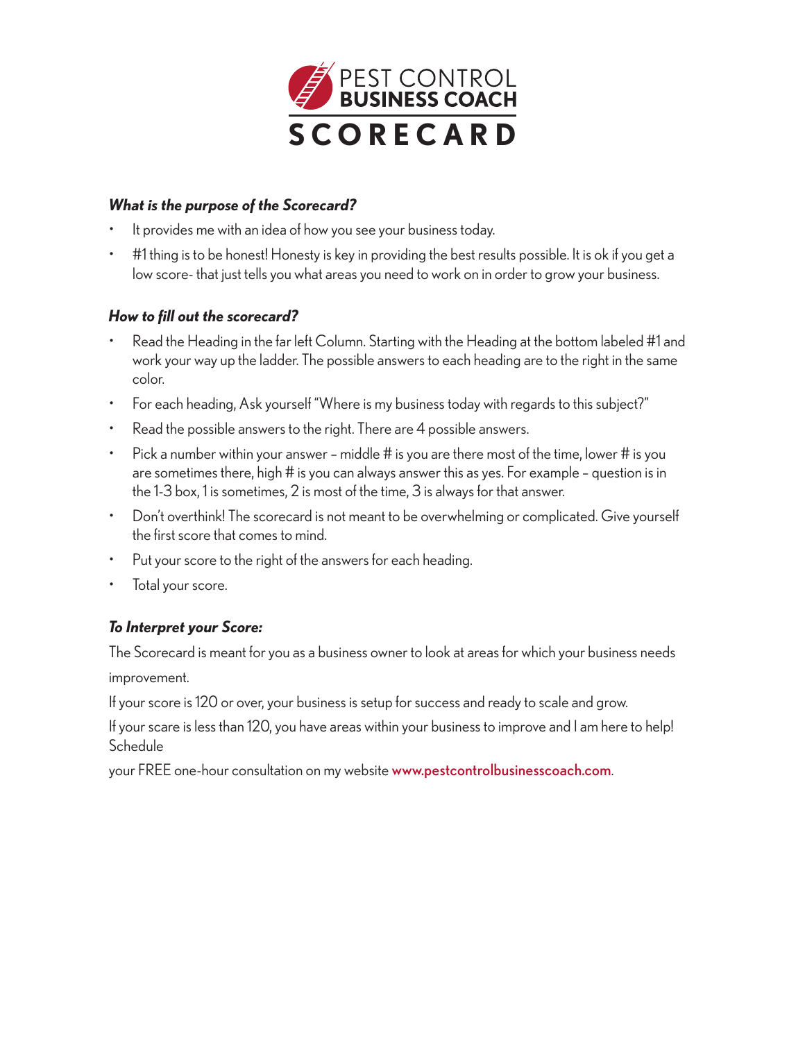# PEST CONTROL BUSINESS COACH

# SCORECARD

### *What is the purpose of the Scorecard?*

- It provides me with an idea of how you see your business today.
- #1 thing is to be honest! Honesty is key in providing the best results possible. It is ok if you get a low score- that just tells you what areas you need to work on in order to grow your business.

### *How to fill out the scorecard?*

- Read the Heading in the far left Column. Starting with the Heading at the bottom labeled #1 and work your way up the ladder. The possible answers to each heading are to the right in the same color.
- For each heading, Ask yourself "Where is my business today with regards to this subject?"
- Read the possible answers to the right. There are 4 possible answers.
- Pick a number within your answer – middle # is you are there most of the time, lower # is you are sometimes there, high # is you can always answer this as yes. For example – question is in the 1-3 box, 1 is sometimes, 2 is most of the time, 3 is always for that answer.
- Don't overthink! The scorecard is not meant to be overwhelming or complicated. Give yourself the first score that comes to mind.
- Put your score to the right of the answers for each heading.
- Total your score.

### *To Interpret your Score:*

The Scorecard is meant for you as a business owner to look at areas for which your business needs improvement.

If your score is 120 or over, your business is setup for success and ready to scale and grow.

If your scare is less than 120, you have areas within your business to improve and I am here to help! Schedule

your FREE one-hour consultation on my website **www.pestcontrolbusinesscoach.com**.